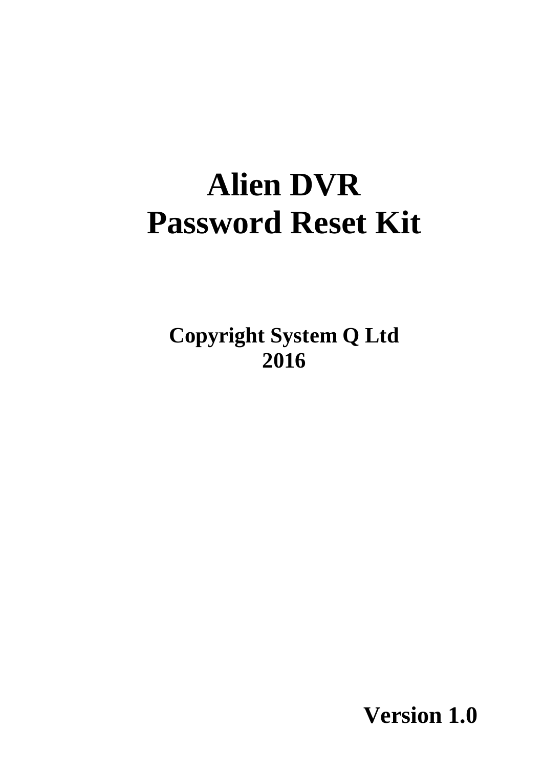# Alien DVR
# Password Reset Kit

**Copyright System Q Ltd**
**2016**

**Version 1.0**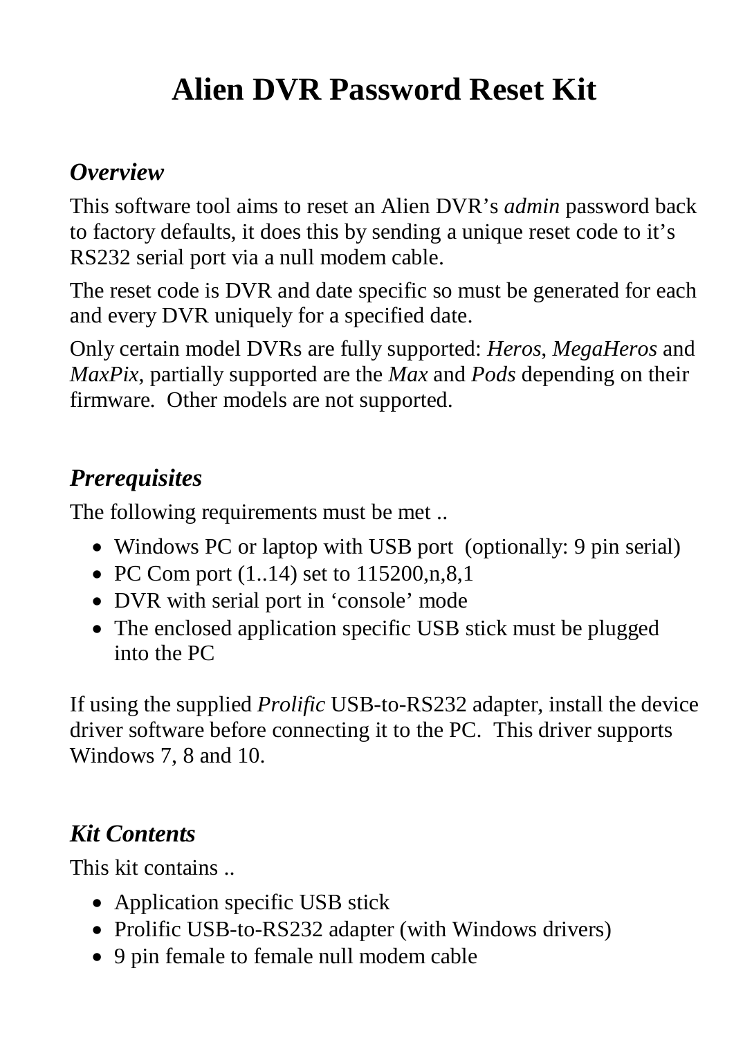# Alien DVR Password Reset Kit

### *Overview*

This software tool aims to reset an Alien DVR's *admin* password back to factory defaults, it does this by sending a unique reset code to it's RS232 serial port via a null modem cable.

The reset code is DVR and date specific so must be generated for each and every DVR uniquely for a specified date.

Only certain model DVRs are fully supported: *Heros*, *MegaHeros* and *MaxPix*, partially supported are the *Max* and *Pods* depending on their firmware. Other models are not supported.

### *Prerequisites*

The following requirements must be met ..

- Windows PC or laptop with USB port (optionally: 9 pin serial)
- PC Com port (1..14) set to 115200,n,8,1
- DVR with serial port in 'console' mode
- The enclosed application specific USB stick must be plugged into the PC

If using the supplied *Prolific* USB-to-RS232 adapter, install the device driver software before connecting it to the PC. This driver supports Windows 7, 8 and 10.

### *Kit Contents*

This kit contains ..

- Application specific USB stick
- Prolific USB-to-RS232 adapter (with Windows drivers)
- 9 pin female to female null modem cable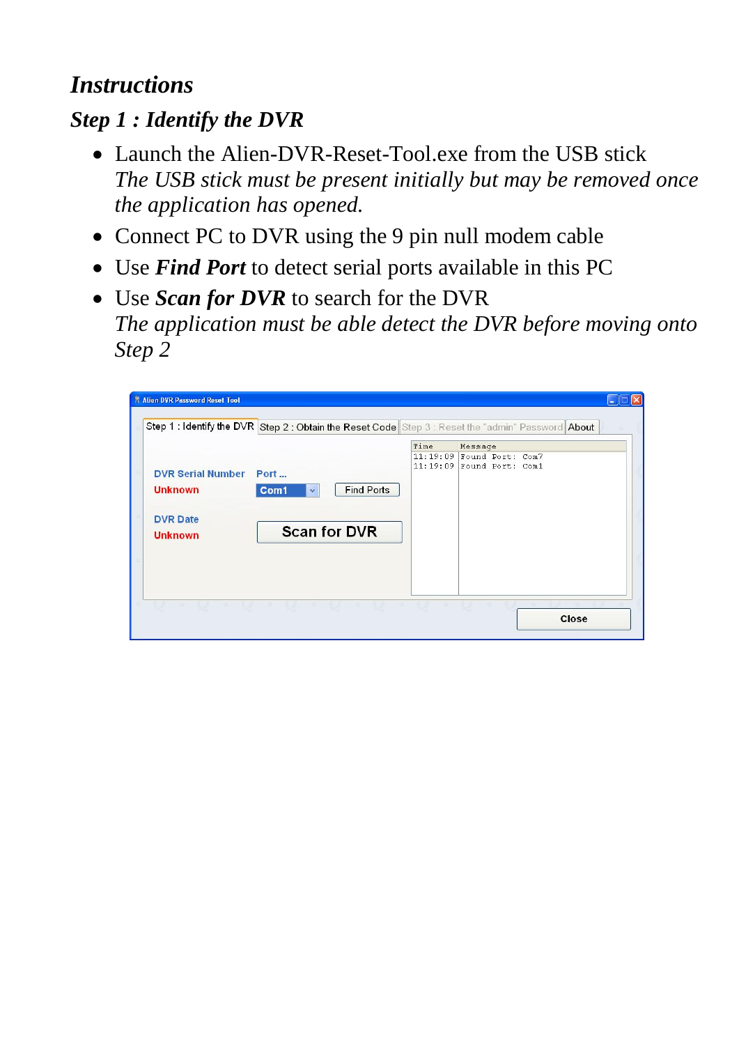# *Instructions*

## *Step 1 : Identify the DVR*

- Launch the Alien-DVR-Reset-Tool.exe from the USB stick
  *The USB stick must be present initially but may be removed once the application has opened.*
- Connect PC to DVR using the 9 pin null modem cable
- Use ***Find Port*** to detect serial ports available in this PC
- Use ***Scan for DVR*** to search for the DVR
  *The application must be able detect the DVR before moving onto Step 2*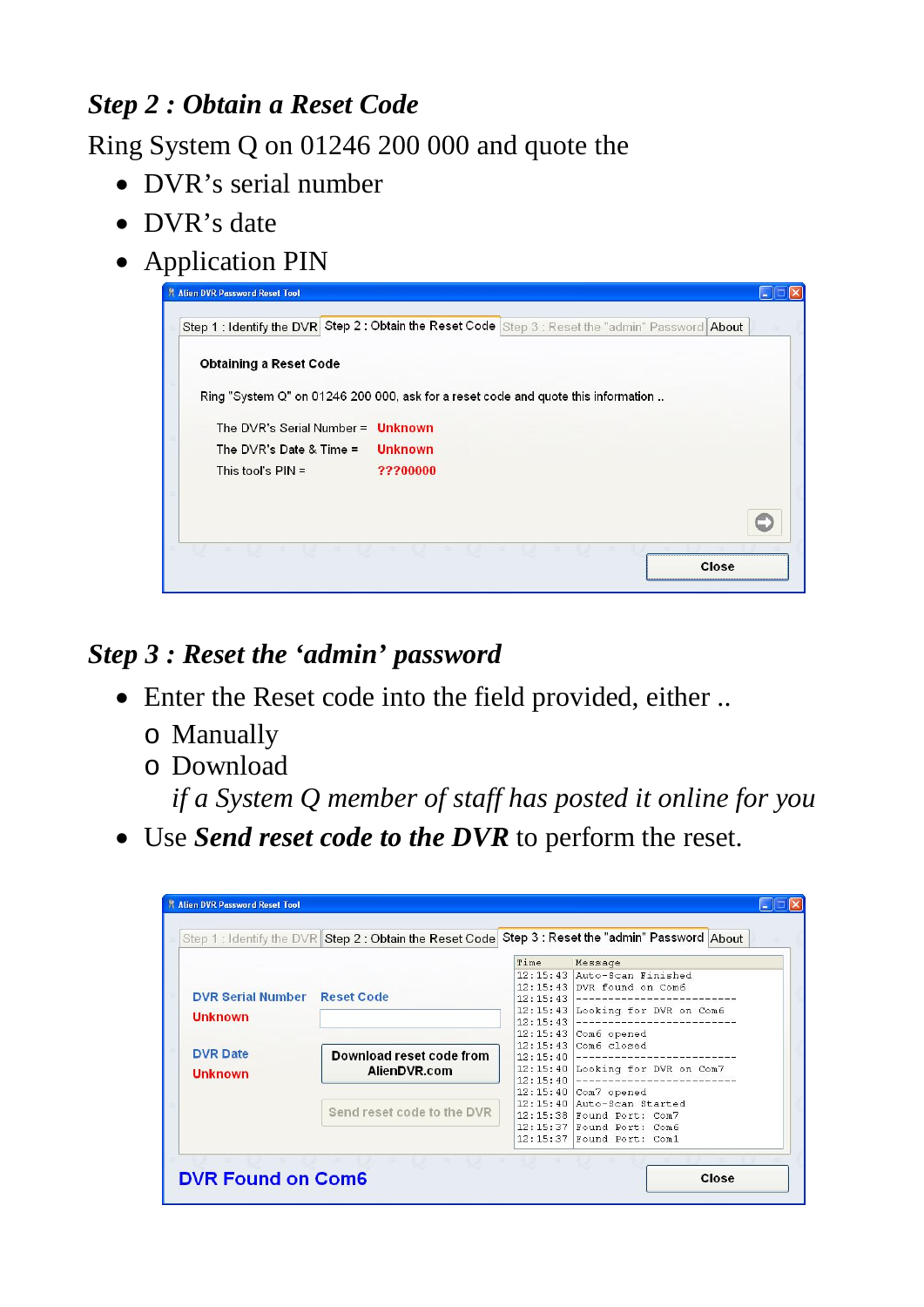### *Step 2 : Obtain a Reset Code*

Ring System Q on 01246 200 000 and quote the

- DVR's serial number
- DVR's date
- Application PIN

Alien DVR Password Reset Tool

Step 1 : Identify the DVR | Step 2 : Obtain the Reset Code | Step 3 : Reset the "admin" Password | About

**Obtaining a Reset Code**

Ring "System Q" on 01246 200 000, ask for a reset code and quote this information ..

The DVR's Serial Number = Unknown

The DVR's Date & Time = Unknown

This tool's PIN = ??700000

Close

### *Step 3 : Reset the 'admin' password*

- Enter the Reset code into the field provided, either ..
  - Manually
  - Download

    *if a System Q member of staff has posted it online for you*
- Use ***Send reset code to the DVR*** to perform the reset.

Alien DVR Password Reset Tool

Step 1 : Identify the DVR | Step 2 : Obtain the Reset Code | Step 3 : Reset the "admin" Password | About

DVR Serial Number

Unknown

DVR Date

Unknown

Reset Code

Download reset code from AlienDVR.com

Send reset code to the DVR

| Time | Message |
|---|---|
| 12:15:43 | Auto-Scan Finished |
| 12:15:43 | DVR found on Com6 |
| 12:15:43 | ---------------------------- |
| 12:15:43 | Looking for DVR on Com6 |
| 12:15:43 | ---------------------------- |
| 12:15:43 | Com6 opened |
| 12:15:43 | Com6 closed |
| 12:15:40 | ---------------------------- |
| 12:15:40 | Looking for DVR on Com7 |
| 12:15:40 | ---------------------------- |
| 12:15:40 | Com7 opened |
| 12:15:40 | Auto-Scan Started |
| 12:15:38 | Found Port: Com7 |
| 12:15:37 | Found Port: Com6 |
| 12:15:37 | Found Port: Com1 |

DVR Found on Com6

Close